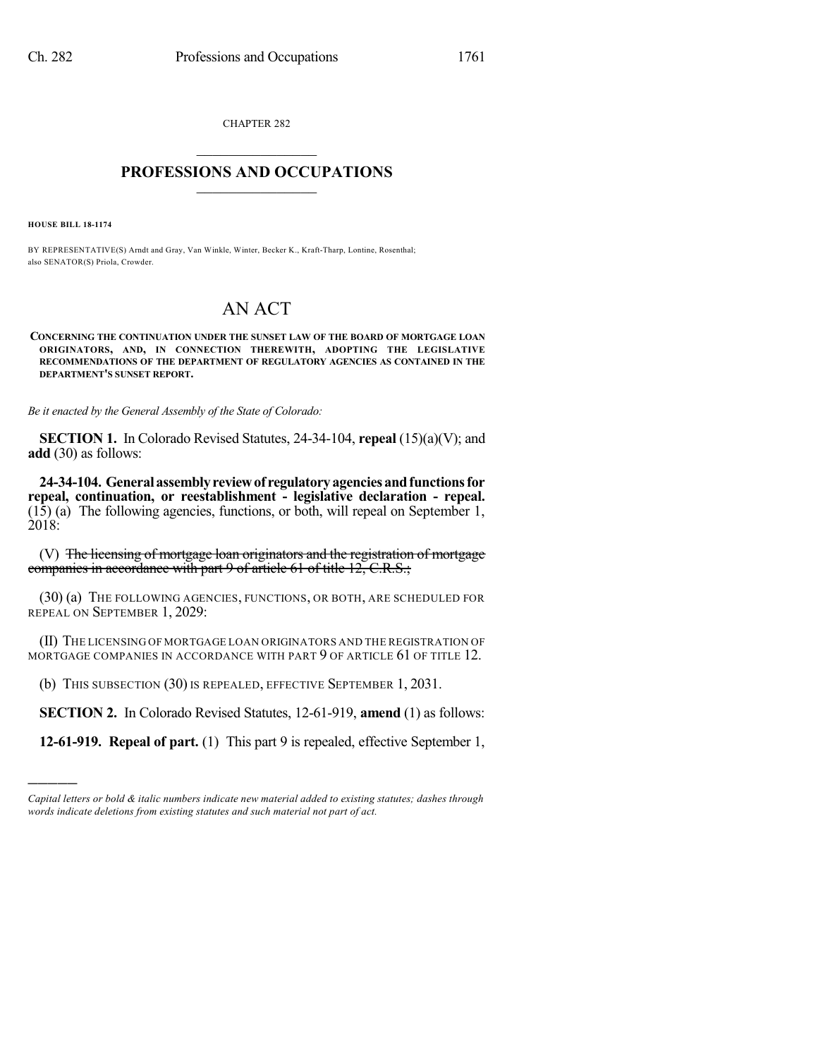CHAPTER 282

# PROFESSIONS AND OCCUPATIONS

**HOUSE BILL 18-1174**

BY REPRESENTATIVE(S) Arndt and Gray, Van Winkle, Winter, Becker K., Kraft-Tharp, Lontine, Rosenthal; also SENATOR(S) Priola, Crowder.

# AN ACT

**CONCERNING THE CONTINUATION UNDER THE SUNSET LAW OF THE BOARD OF MORTGAGE LOAN ORIGINATORS, AND, IN CONNECTION THEREWITH, ADOPTING THE LEGISLATIVE RECOMMENDATIONS OF THE DEPARTMENT OF REGULATORY AGENCIES AS CONTAINED IN THE DEPARTMENT'S SUNSET REPORT.**

*Be it enacted by the General Assembly of the State of Colorado:*

**SECTION 1.** In Colorado Revised Statutes, 24-34-104, **repeal** (15)(a)(V); and **add** (30) as follows:

**24-34-104. General assembly review of regulatory agencies and functions for repeal, continuation, or reestablishment - legislative declaration - repeal.** (15) (a) The following agencies, functions, or both, will repeal on September 1, 2018:

(V) ~~The licensing of mortgage loan originators and the registration of mortgage companies in accordance with part 9 of article 61 of title 12, C.R.S.;~~

(30) (a) THE FOLLOWING AGENCIES, FUNCTIONS, OR BOTH, ARE SCHEDULED FOR REPEAL ON SEPTEMBER 1, 2029:

(II) THE LICENSING OF MORTGAGE LOAN ORIGINATORS AND THE REGISTRATION OF MORTGAGE COMPANIES IN ACCORDANCE WITH PART 9 OF ARTICLE 61 OF TITLE 12.

(b) THIS SUBSECTION (30) IS REPEALED, EFFECTIVE SEPTEMBER 1, 2031.

**SECTION 2.** In Colorado Revised Statutes, 12-61-919, **amend** (1) as follows:

**12-61-919. Repeal of part.** (1) This part 9 is repealed, effective September 1,

---

*Capital letters or bold & italic numbers indicate new material added to existing statutes; dashes through words indicate deletions from existing statutes and such material not part of act.*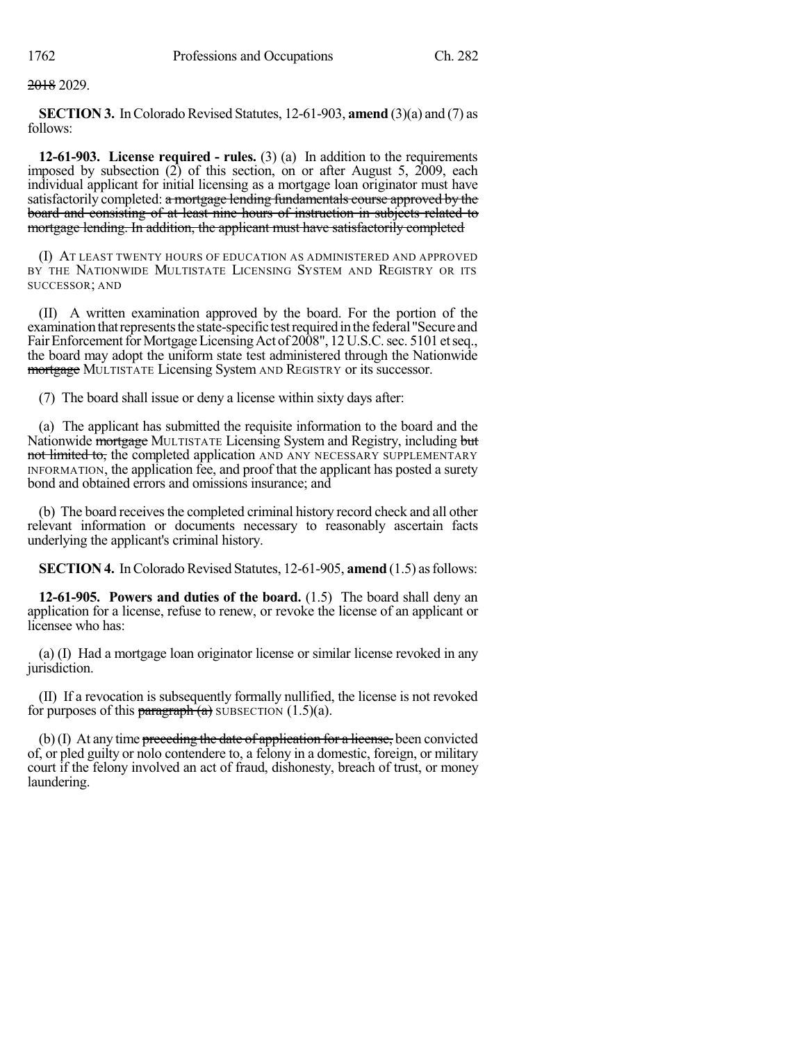~~2018~~ 2029.

**SECTION 3.** In Colorado Revised Statutes, 12-61-903, **amend** (3)(a) and (7) as follows:

**12-61-903. License required - rules.** (3) (a) In addition to the requirements imposed by subsection (2) of this section, on or after August 5, 2009, each individual applicant for initial licensing as a mortgage loan originator must have satisfactorily completed: ~~a mortgage lending fundamentals course approved by the board and consisting of at least nine hours of instruction in subjects related to mortgage lending. In addition, the applicant must have satisfactorily completed~~

(I) AT LEAST TWENTY HOURS OF EDUCATION AS ADMINISTERED AND APPROVED BY THE NATIONWIDE MULTISTATE LICENSING SYSTEM AND REGISTRY OR ITS SUCCESSOR; AND

(II) A written examination approved by the board. For the portion of the examination that represents the state-specific test required in the federal "Secure and Fair Enforcement for Mortgage Licensing Act of 2008", 12 U.S.C. sec. 5101 et seq., the board may adopt the uniform state test administered through the Nationwide ~~mortgage~~ MULTISTATE Licensing System AND REGISTRY or its successor.

(7) The board shall issue or deny a license within sixty days after:

(a) The applicant has submitted the requisite information to the board and the Nationwide ~~mortgage~~ MULTISTATE Licensing System and Registry, including ~~but not limited to,~~ the completed application AND ANY NECESSARY SUPPLEMENTARY INFORMATION, the application fee, and proof that the applicant has posted a surety bond and obtained errors and omissions insurance; and

(b) The board receives the completed criminal history record check and all other relevant information or documents necessary to reasonably ascertain facts underlying the applicant's criminal history.

**SECTION 4.** In Colorado Revised Statutes, 12-61-905, **amend** (1.5) as follows:

**12-61-905. Powers and duties of the board.** (1.5) The board shall deny an application for a license, refuse to renew, or revoke the license of an applicant or licensee who has:

(a) (I) Had a mortgage loan originator license or similar license revoked in any jurisdiction.

(II) If a revocation is subsequently formally nullified, the license is not revoked for purposes of this ~~paragraph (a)~~ SUBSECTION (1.5)(a).

(b) (I) At any time ~~preceding the date of application for a license,~~ been convicted of, or pled guilty or nolo contendere to, a felony in a domestic, foreign, or military court if the felony involved an act of fraud, dishonesty, breach of trust, or money laundering.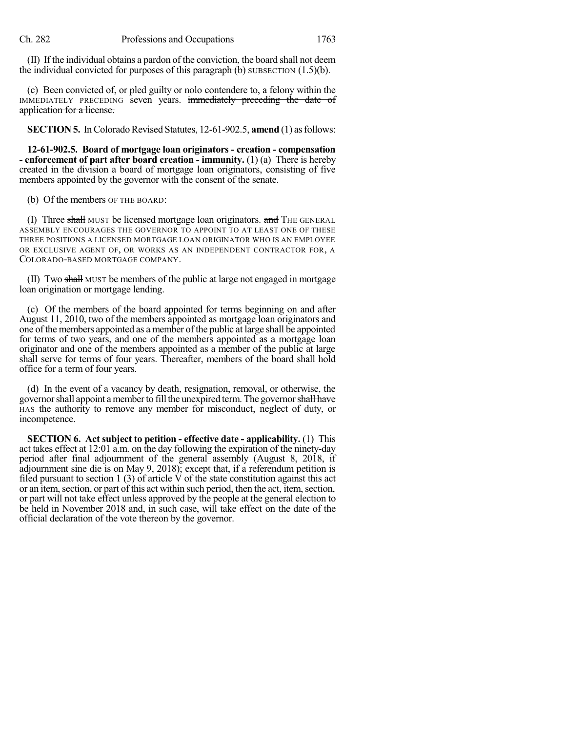(II) If the individual obtains a pardon of the conviction, the board shall not deem the individual convicted for purposes of this ~~paragraph (b)~~ SUBSECTION (1.5)(b).

(c) Been convicted of, or pled guilty or nolo contendere to, a felony within the IMMEDIATELY PRECEDING seven years. ~~immediately preceding the date of application for a license.~~

**SECTION 5.** In Colorado Revised Statutes, 12-61-902.5, **amend** (1) as follows:

**12-61-902.5. Board of mortgage loan originators - creation - compensation - enforcement of part after board creation - immunity.** (1) (a) There is hereby created in the division a board of mortgage loan originators, consisting of five members appointed by the governor with the consent of the senate.

(b) Of the members OF THE BOARD:

(I) Three ~~shall~~ MUST be licensed mortgage loan originators. ~~and~~ THE GENERAL ASSEMBLY ENCOURAGES THE GOVERNOR TO APPOINT TO AT LEAST ONE OF THESE THREE POSITIONS A LICENSED MORTGAGE LOAN ORIGINATOR WHO IS AN EMPLOYEE OR EXCLUSIVE AGENT OF, OR WORKS AS AN INDEPENDENT CONTRACTOR FOR, A COLORADO-BASED MORTGAGE COMPANY.

(II) Two ~~shall~~ MUST be members of the public at large not engaged in mortgage loan origination or mortgage lending.

(c) Of the members of the board appointed for terms beginning on and after August 11, 2010, two of the members appointed as mortgage loan originators and one of the members appointed as a member of the public at large shall be appointed for terms of two years, and one of the members appointed as a mortgage loan originator and one of the members appointed as a member of the public at large shall serve for terms of four years. Thereafter, members of the board shall hold office for a term of four years.

(d) In the event of a vacancy by death, resignation, removal, or otherwise, the governor shall appoint a member to fill the unexpired term. The governor ~~shall have~~ HAS the authority to remove any member for misconduct, neglect of duty, or incompetence.

**SECTION 6. Act subject to petition - effective date - applicability.** (1) This act takes effect at 12:01 a.m. on the day following the expiration of the ninety-day period after final adjournment of the general assembly (August 8, 2018, if adjournment sine die is on May 9, 2018); except that, if a referendum petition is filed pursuant to section 1 (3) of article V of the state constitution against this act or an item, section, or part of this act within such period, then the act, item, section, or part will not take effect unless approved by the people at the general election to be held in November 2018 and, in such case, will take effect on the date of the official declaration of the vote thereon by the governor.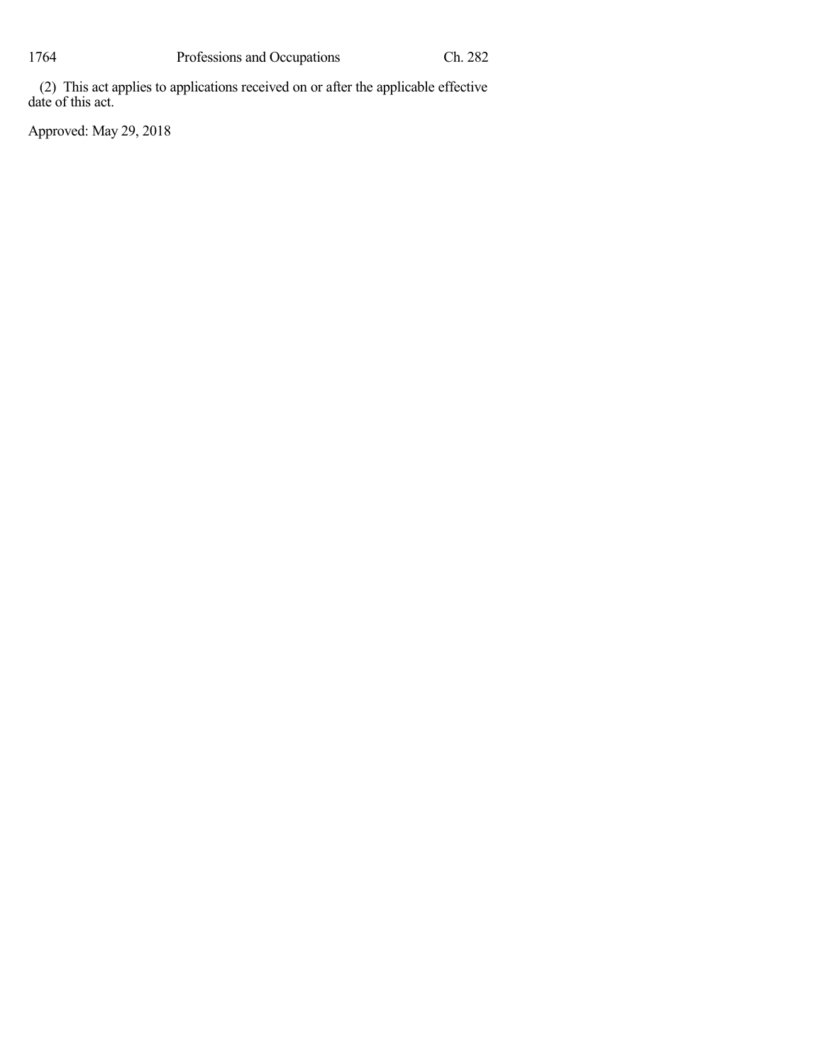(2) This act applies to applications received on or after the applicable effective date of this act.

Approved: May 29, 2018